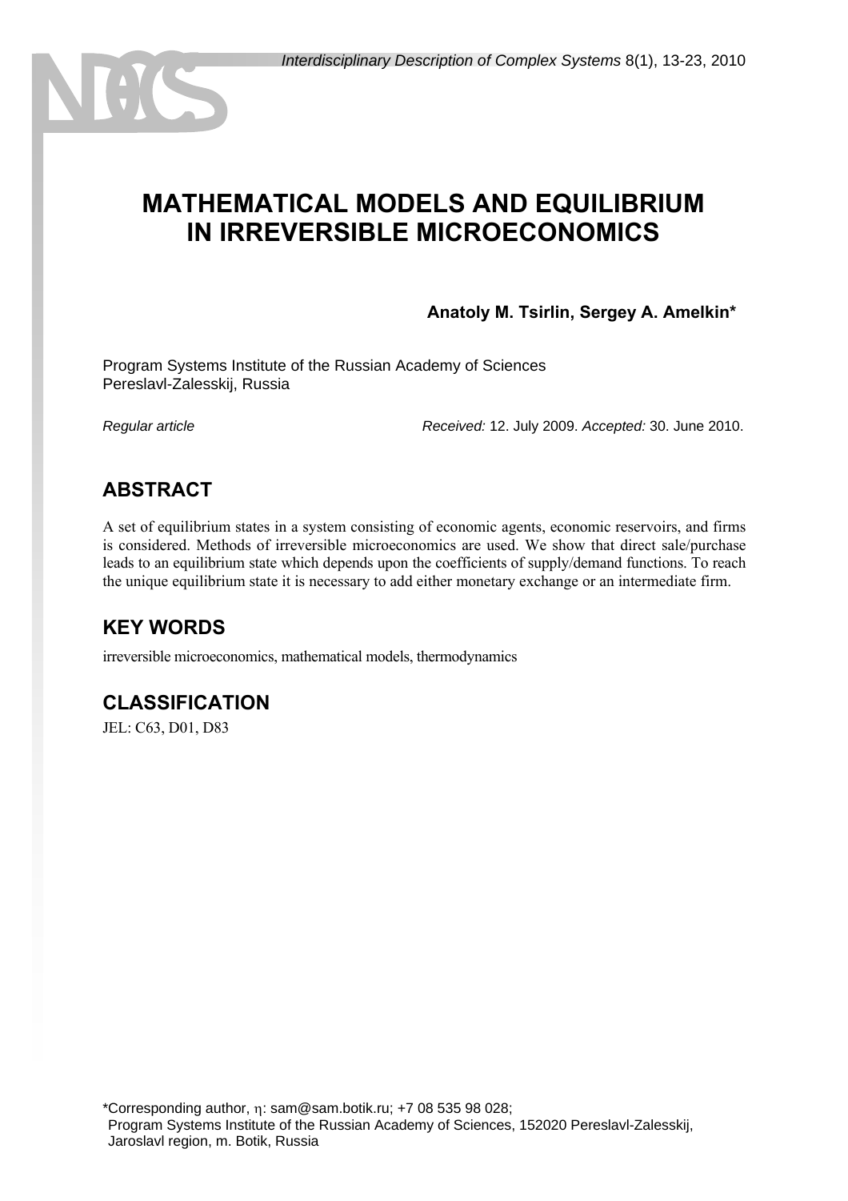# MATHEMATICAL MODELS AND EQUILIBRIUM IN IRREVERSIBLE MICROECONOMICS

**Anatoly M. Tsirlin, Sergey A. Amelkin***

Program Systems Institute of the Russian Academy of Sciences
Pereslavl-Zalesskij, Russia

*Regular article* *Received:* 12. July 2009. *Accepted:* 30. June 2010.

## ABSTRACT

A set of equilibrium states in a system consisting of economic agents, economic reservoirs, and firms is considered. Methods of irreversible microeconomics are used. We show that direct sale/purchase leads to an equilibrium state which depends upon the coefficients of supply/demand functions. To reach the unique equilibrium state it is necessary to add either monetary exchange or an intermediate firm.

## KEY WORDS

irreversible microeconomics, mathematical models, thermodynamics

## CLASSIFICATION

JEL: C63, D01, D83

*Corresponding author, η: sam@sam.botik.ru; +7 08 535 98 028;
Program Systems Institute of the Russian Academy of Sciences, 152020 Pereslavl-Zalesskij, Jaroslavl region, m. Botik, Russia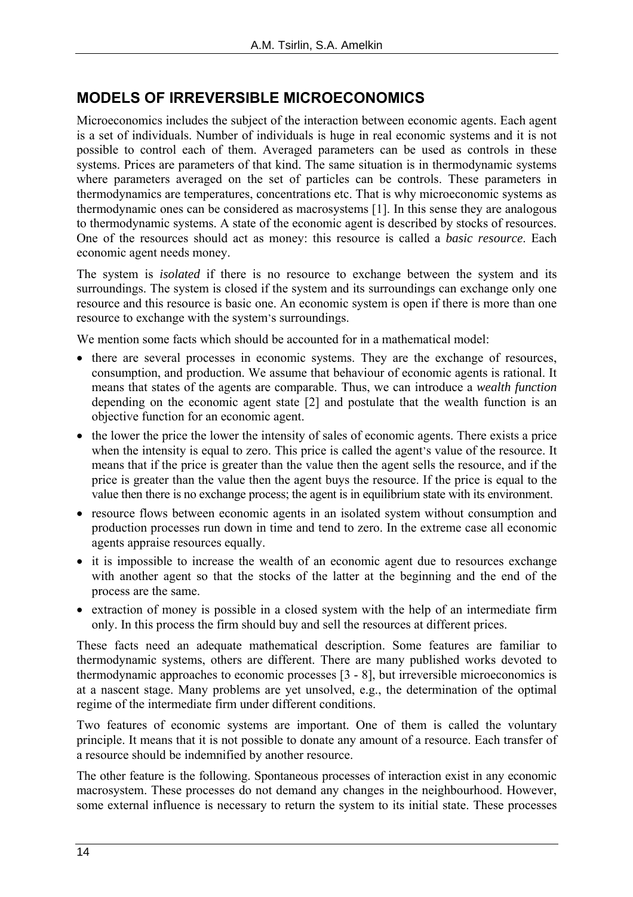## MODELS OF IRREVERSIBLE MICROECONOMICS

Microeconomics includes the subject of the interaction between economic agents. Each agent is a set of individuals. Number of individuals is huge in real economic systems and it is not possible to control each of them. Averaged parameters can be used as controls in these systems. Prices are parameters of that kind. The same situation is in thermodynamic systems where parameters averaged on the set of particles can be controls. These parameters in thermodynamics are temperatures, concentrations etc. That is why microeconomic systems as thermodynamic ones can be considered as macrosystems [1]. In this sense they are analogous to thermodynamic systems. A state of the economic agent is described by stocks of resources. One of the resources should act as money: this resource is called a *basic resource*. Each economic agent needs money.

The system is *isolated* if there is no resource to exchange between the system and its surroundings. The system is closed if the system and its surroundings can exchange only one resource and this resource is basic one. An economic system is open if there is more than one resource to exchange with the system's surroundings.

We mention some facts which should be accounted for in a mathematical model:

- there are several processes in economic systems. They are the exchange of resources, consumption, and production. We assume that behaviour of economic agents is rational. It means that states of the agents are comparable. Thus, we can introduce a *wealth function* depending on the economic agent state [2] and postulate that the wealth function is an objective function for an economic agent.
- the lower the price the lower the intensity of sales of economic agents. There exists a price when the intensity is equal to zero. This price is called the agent's value of the resource. It means that if the price is greater than the value then the agent sells the resource, and if the price is greater than the value then the agent buys the resource. If the price is equal to the value then there is no exchange process; the agent is in equilibrium state with its environment.
- resource flows between economic agents in an isolated system without consumption and production processes run down in time and tend to zero. In the extreme case all economic agents appraise resources equally.
- it is impossible to increase the wealth of an economic agent due to resources exchange with another agent so that the stocks of the latter at the beginning and the end of the process are the same.
- extraction of money is possible in a closed system with the help of an intermediate firm only. In this process the firm should buy and sell the resources at different prices.

These facts need an adequate mathematical description. Some features are familiar to thermodynamic systems, others are different. There are many published works devoted to thermodynamic approaches to economic processes [3 - 8], but irreversible microeconomics is at a nascent stage. Many problems are yet unsolved, e.g., the determination of the optimal regime of the intermediate firm under different conditions.

Two features of economic systems are important. One of them is called the voluntary principle. It means that it is not possible to donate any amount of a resource. Each transfer of a resource should be indemnified by another resource.

The other feature is the following. Spontaneous processes of interaction exist in any economic macrosystem. These processes do not demand any changes in the neighbourhood. However, some external influence is necessary to return the system to its initial state. These processes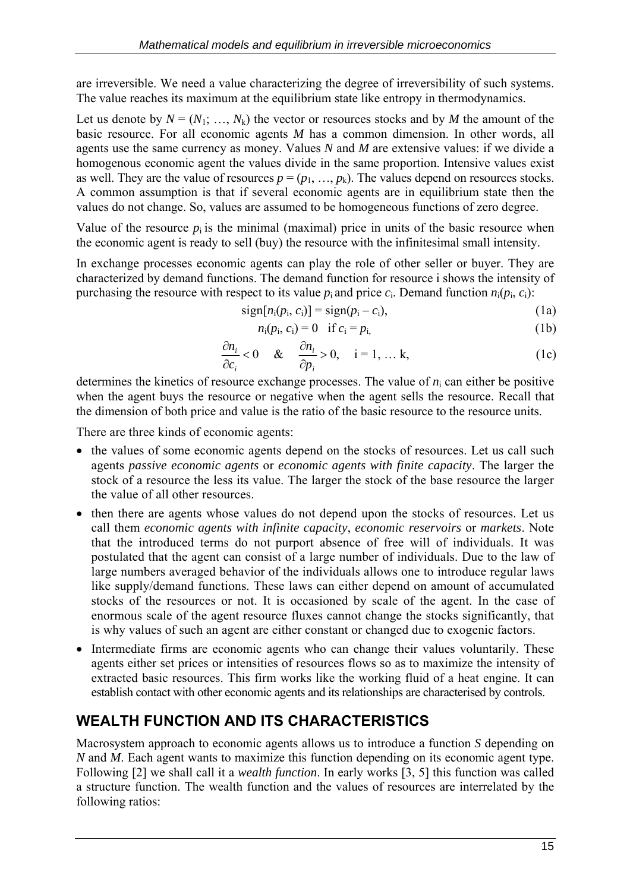are irreversible. We need a value characterizing the degree of irreversibility of such systems. The value reaches its maximum at the equilibrium state like entropy in thermodynamics.

Let us denote by $N = (N_1; \ldots, N_k)$ the vector or resources stocks and by $M$ the amount of the basic resource. For all economic agents $M$ has a common dimension. In other words, all agents use the same currency as money. Values $N$ and $M$ are extensive values: if we divide a homogenous economic agent the values divide in the same proportion. Intensive values exist as well. They are the value of resources $p = (p_1, \ldots, p_k)$. The values depend on resources stocks. A common assumption is that if several economic agents are in equilibrium state then the values do not change. So, values are assumed to be homogeneous functions of zero degree.

Value of the resource $p_i$ is the minimal (maximal) price in units of the basic resource when the economic agent is ready to sell (buy) the resource with the infinitesimal small intensity.

In exchange processes economic agents can play the role of other seller or buyer. They are characterized by demand functions. The demand function for resource i shows the intensity of purchasing the resource with respect to its value $p_i$ and price $c_i$. Demand function $n_i(p_i, c_i)$:

$$\mathrm{sign}[n_i(p_i, c_i)] = \mathrm{sign}(p_i - c_i), \tag{1a}$$

$$n_i(p_i, c_i) = 0 \quad \text{if } c_i = p_i, \tag{1b}$$

$$\frac{\partial n_i}{\partial c_i} < 0 \quad \& \quad \frac{\partial n_i}{\partial p_i} > 0, \quad i = 1, \ldots k, \tag{1c}$$

determines the kinetics of resource exchange processes. The value of $n_i$ can either be positive when the agent buys the resource or negative when the agent sells the resource. Recall that the dimension of both price and value is the ratio of the basic resource to the resource units.

There are three kinds of economic agents:

- the values of some economic agents depend on the stocks of resources. Let us call such agents *passive economic agents* or *economic agents with finite capacity*. The larger the stock of a resource the less its value. The larger the stock of the base resource the larger the value of all other resources.
- then there are agents whose values do not depend upon the stocks of resources. Let us call them *economic agents with infinite capacity*, *economic reservoirs* or *markets*. Note that the introduced terms do not purport absence of free will of individuals. It was postulated that the agent can consist of a large number of individuals. Due to the law of large numbers averaged behavior of the individuals allows one to introduce regular laws like supply/demand functions. These laws can either depend on amount of accumulated stocks of the resources or not. It is occasioned by scale of the agent. In the case of enormous scale of the agent resource fluxes cannot change the stocks significantly, that is why values of such an agent are either constant or changed due to exogenic factors.
- Intermediate firms are economic agents who can change their values voluntarily. These agents either set prices or intensities of resources flows so as to maximize the intensity of extracted basic resources. This firm works like the working fluid of a heat engine. It can establish contact with other economic agents and its relationships are characterised by controls.

## WEALTH FUNCTION AND ITS CHARACTERISTICS

Macrosystem approach to economic agents allows us to introduce a function $S$ depending on $N$ and $M$. Each agent wants to maximize this function depending on its economic agent type. Following [2] we shall call it a *wealth function*. In early works [3, 5] this function was called a structure function. The wealth function and the values of resources are interrelated by the following ratios: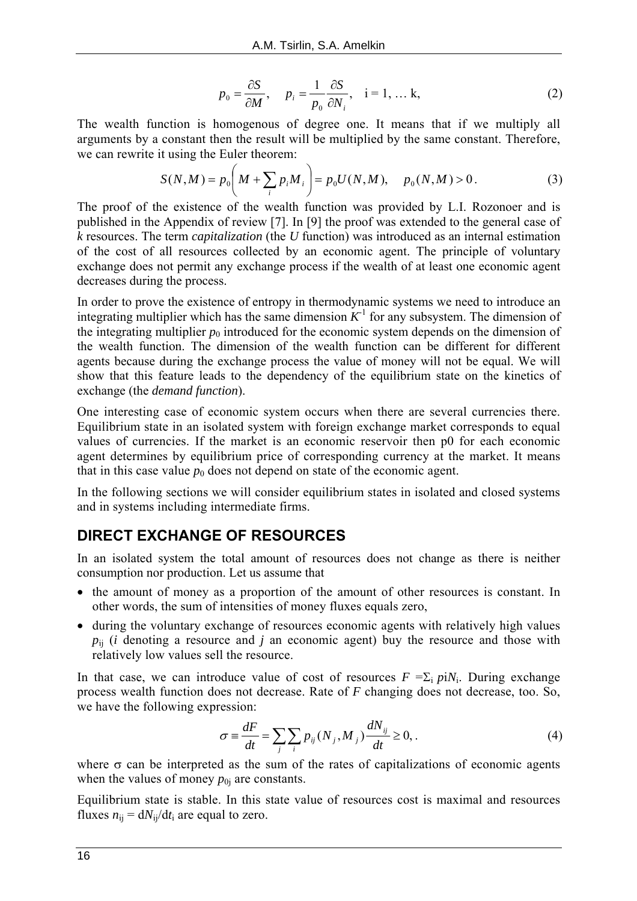$$p_0 = \frac{\partial S}{\partial M}, \quad p_i = \frac{1}{p_0}\frac{\partial S}{\partial N_i}, \quad \text{i = 1, … k,} \tag{2}$$

The wealth function is homogenous of degree one. It means that if we multiply all arguments by a constant then the result will be multiplied by the same constant. Therefore, we can rewrite it using the Euler theorem:

$$S(N,M) = p_0\left(M + \sum_i p_i M_i\right) = p_0 U(N,M), \quad p_0(N,M) > 0\,. \tag{3}$$

The proof of the existence of the wealth function was provided by L.I. Rozonoer and is published in the Appendix of review [7]. In [9] the proof was extended to the general case of $k$ resources. The term *capitalization* (the $U$ function) was introduced as an internal estimation of the cost of all resources collected by an economic agent. The principle of voluntary exchange does not permit any exchange process if the wealth of at least one economic agent decreases during the process.

In order to prove the existence of entropy in thermodynamic systems we need to introduce an integrating multiplier which has the same dimension $K^{-1}$ for any subsystem. The dimension of the integrating multiplier $p_0$ introduced for the economic system depends on the dimension of the wealth function. The dimension of the wealth function can be different for different agents because during the exchange process the value of money will not be equal. We will show that this feature leads to the dependency of the equilibrium state on the kinetics of exchange (the *demand function*).

One interesting case of economic system occurs when there are several currencies there. Equilibrium state in an isolated system with foreign exchange market corresponds to equal values of currencies. If the market is an economic reservoir then p0 for each economic agent determines by equilibrium price of corresponding currency at the market. It means that in this case value $p_0$ does not depend on state of the economic agent.

In the following sections we will consider equilibrium states in isolated and closed systems and in systems including intermediate firms.

## DIRECT EXCHANGE OF RESOURCES

In an isolated system the total amount of resources does not change as there is neither consumption nor production. Let us assume that

- the amount of money as a proportion of the amount of other resources is constant. In other words, the sum of intensities of money fluxes equals zero,
- during the voluntary exchange of resources economic agents with relatively high values $p_{ij}$ ($i$ denoting a resource and $j$ an economic agent) buy the resource and those with relatively low values sell the resource.

In that case, we can introduce value of cost of resources $F = \Sigma_i\, p_i N_i$. During exchange process wealth function does not decrease. Rate of $F$ changing does not decrease, too. So, we have the following expression:

$$\sigma \equiv \frac{dF}{dt} = \sum_j \sum_i p_{ij}(N_j, M_j)\frac{dN_{ij}}{dt} \geq 0,\,. \tag{4}$$

where $\sigma$ can be interpreted as the sum of the rates of capitalizations of economic agents when the values of money $p_{0j}$ are constants.

Equilibrium state is stable. In this state value of resources cost is maximal and resources fluxes $n_{ij} = dN_{ij}/dt_i$ are equal to zero.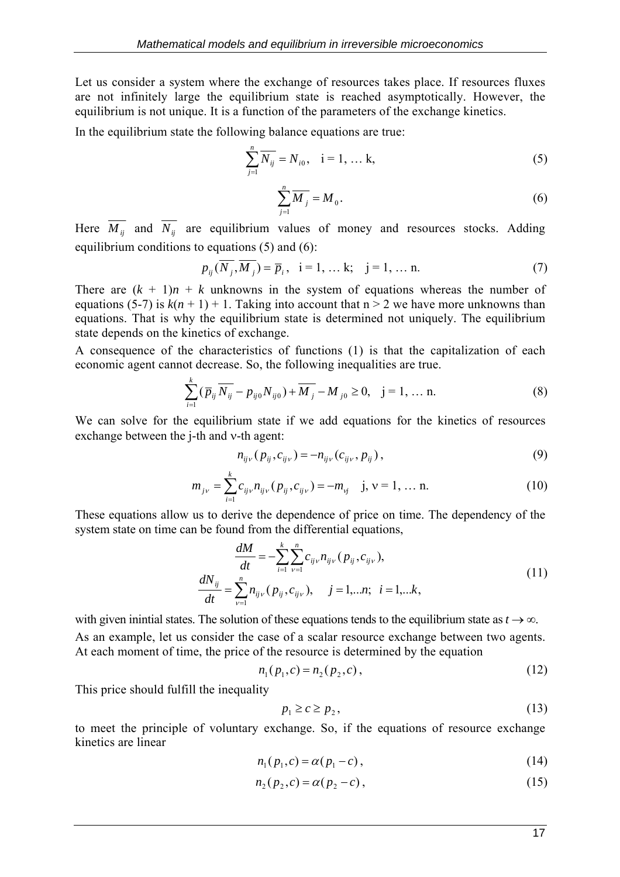Let us consider a system where the exchange of resources takes place. If resources fluxes are not infinitely large the equilibrium state is reached asymptotically. However, the equilibrium is not unique. It is a function of the parameters of the exchange kinetics.

In the equilibrium state the following balance equations are true:

$$\sum_{j=1}^{n} \overline{N_{ij}} = N_{i0}, \quad \text{i = 1, … k,} \tag{5}$$

$$\sum_{j=1}^{n} \overline{M_j} = M_0. \tag{6}$$

Here $\overline{M_{ij}}$ and $\overline{N_{ij}}$ are equilibrium values of money and resources stocks. Adding equilibrium conditions to equations (5) and (6):

$$p_{ij}(\overline{N_j}, \overline{M_j}) = \overline{p}_i, \quad \text{i = 1, … k;} \quad \text{j = 1, … n.} \tag{7}$$

There are $(k + 1)n + k$ unknowns in the system of equations whereas the number of equations (5-7) is $k(n + 1) + 1$. Taking into account that $n > 2$ we have more unknowns than equations. That is why the equilibrium state is determined not uniquely. The equilibrium state depends on the kinetics of exchange.

A consequence of the characteristics of functions (1) is that the capitalization of each economic agent cannot decrease. So, the following inequalities are true.

$$\sum_{i=1}^{k} (\overline{p}_{ij}\overline{N_{ij}} - p_{ij0}N_{ij0}) + \overline{M_j} - M_{j0} \geq 0, \quad \text{j = 1, … n.} \tag{8}$$

We can solve for the equilibrium state if we add equations for the kinetics of resources exchange between the j-th and ν-th agent:

$$n_{ij\nu}(p_{ij}, c_{ij\nu}) = -n_{ij\nu}(c_{ij\nu}, p_{ij}), \tag{9}$$

$$m_{j\nu} = \sum_{i=1}^{k} c_{ij\nu} n_{ij\nu}(p_{ij}, c_{ij\nu}) = -m_{\nu j} \quad \text{j, ν = 1, … n.} \tag{10}$$

These equations allow us to derive the dependence of price on time. The dependency of the system state on time can be found from the differential equations,

$$\begin{aligned} \frac{dM}{dt} &= -\sum_{i=1}^{k}\sum_{\nu=1}^{n} c_{ij\nu} n_{ij\nu}(p_{ij}, c_{ij\nu}), \\ \frac{dN_{ij}}{dt} &= \sum_{\nu=1}^{n} n_{ij\nu}(p_{ij}, c_{ij\nu}), \quad j = 1,...n; \;\; i = 1,...k, \end{aligned} \tag{11}$$

with given inintial states. The solution of these equations tends to the equilibrium state as $t \to \infty$.

As an example, let us consider the case of a scalar resource exchange between two agents. At each moment of time, the price of the resource is determined by the equation

$$n_1(p_1, c) = n_2(p_2, c), \tag{12}$$

This price should fulfill the inequality

$$p_1 \geq c \geq p_2, \tag{13}$$

to meet the principle of voluntary exchange. So, if the equations of resource exchange kinetics are linear

$$n_1(p_1, c) = \alpha(p_1 - c), \tag{14}$$

$$n_2(p_2, c) = \alpha(p_2 - c), \tag{15}$$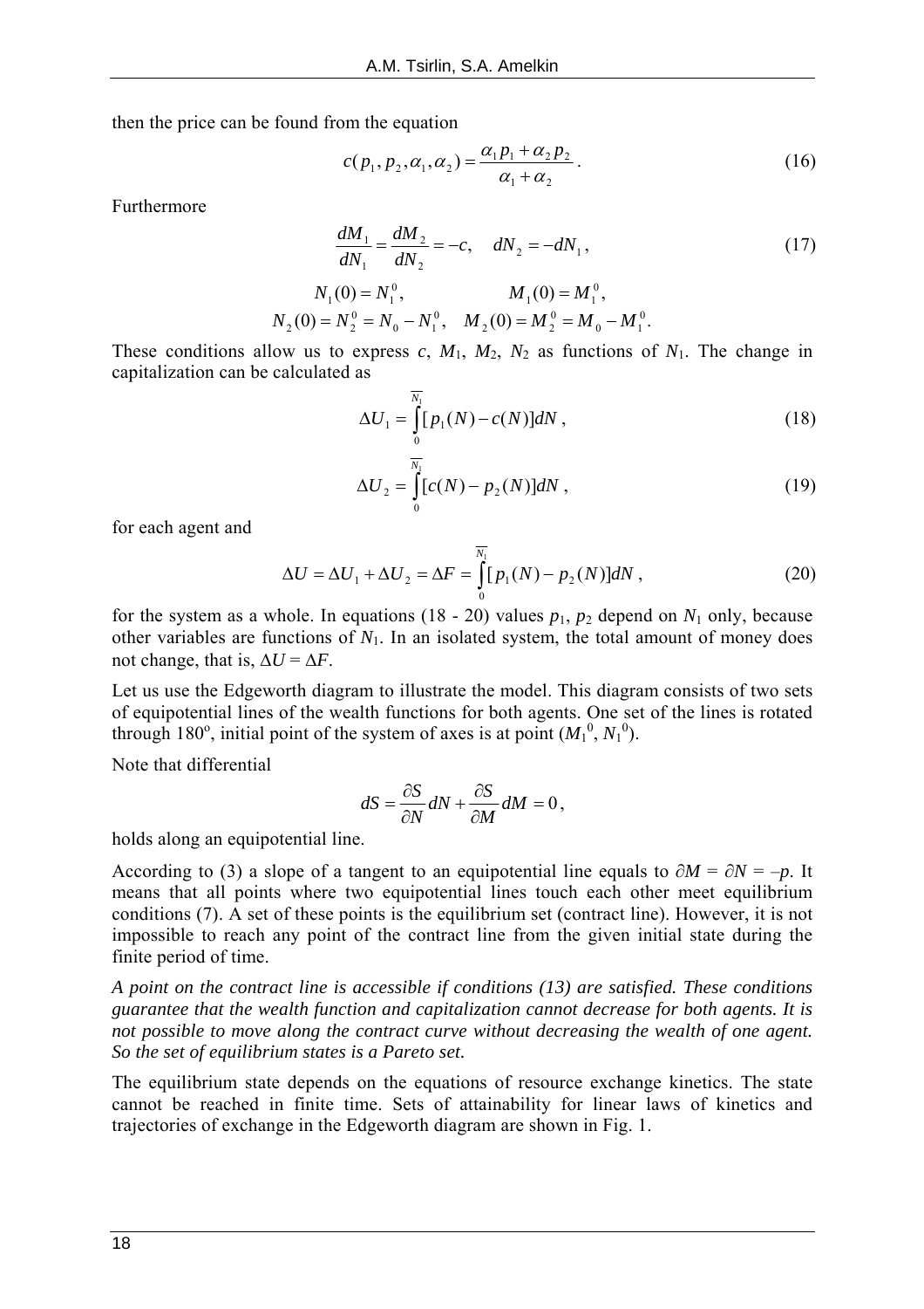then the price can be found from the equation

$$c(p_1, p_2, \alpha_1, \alpha_2) = \frac{\alpha_1 p_1 + \alpha_2 p_2}{\alpha_1 + \alpha_2}. \tag{16}$$

Furthermore

$$\frac{dM_1}{dN_1} = \frac{dM_2}{dN_2} = -c, \quad dN_2 = -dN_1, \tag{17}$$

$$N_1(0) = N_1^0, \qquad M_1(0) = M_1^0,$$
$$N_2(0) = N_2^0 = N_0 - N_1^0, \quad M_2(0) = M_2^0 = M_0 - M_1^0.$$

These conditions allow us to express $c$, $M_1$, $M_2$, $N_2$ as functions of $N_1$. The change in capitalization can be calculated as

$$\Delta U_1 = \int_0^{\overline{N_1}} [p_1(N) - c(N)] dN, \tag{18}$$

$$\Delta U_2 = \int_0^{\overline{N_1}} [c(N) - p_2(N)] dN, \tag{19}$$

for each agent and

$$\Delta U = \Delta U_1 + \Delta U_2 = \Delta F = \int_0^{\overline{N_1}} [p_1(N) - p_2(N)] dN, \tag{20}$$

for the system as a whole. In equations (18 - 20) values $p_1$, $p_2$ depend on $N_1$ only, because other variables are functions of $N_1$. In an isolated system, the total amount of money does not change, that is, $\Delta U = \Delta F$.

Let us use the Edgeworth diagram to illustrate the model. This diagram consists of two sets of equipotential lines of the wealth functions for both agents. One set of the lines is rotated through 180$^o$, initial point of the system of axes is at point ($M_1^0$, $N_1^0$).

Note that differential

$$dS = \frac{\partial S}{\partial N} dN + \frac{\partial S}{\partial M} dM = 0,$$

holds along an equipotential line.

According to (3) a slope of a tangent to an equipotential line equals to $\partial M = \partial N = -p$. It means that all points where two equipotential lines touch each other meet equilibrium conditions (7). A set of these points is the equilibrium set (contract line). However, it is not impossible to reach any point of the contract line from the given initial state during the finite period of time.

*A point on the contract line is accessible if conditions (13) are satisfied. These conditions guarantee that the wealth function and capitalization cannot decrease for both agents. It is not possible to move along the contract curve without decreasing the wealth of one agent. So the set of equilibrium states is a Pareto set.*

The equilibrium state depends on the equations of resource exchange kinetics. The state cannot be reached in finite time. Sets of attainability for linear laws of kinetics and trajectories of exchange in the Edgeworth diagram are shown in Fig. 1.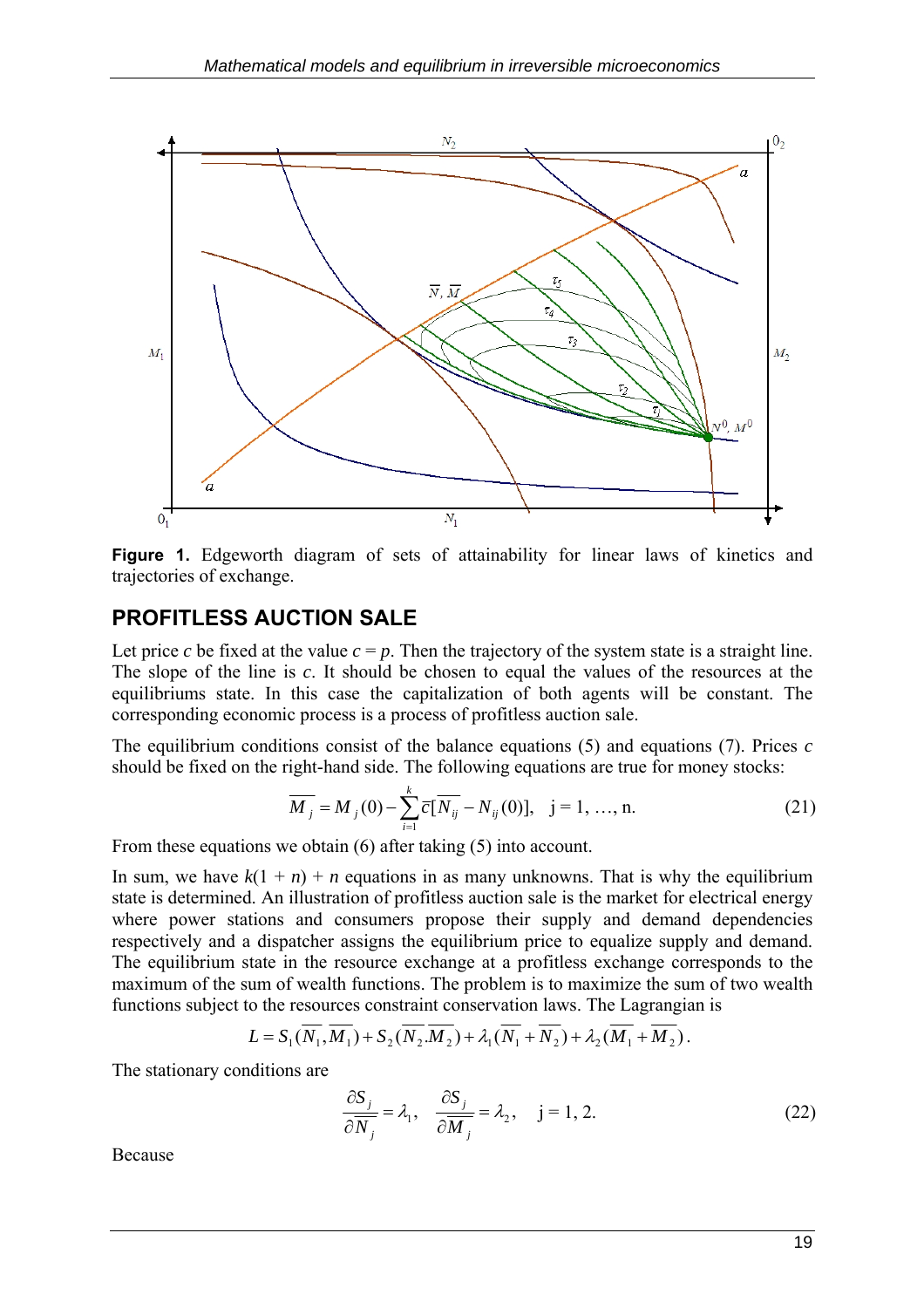**Figure 1.** Edgeworth diagram of sets of attainability for linear laws of kinetics and trajectories of exchange.

## PROFITLESS AUCTION SALE

Let price $c$ be fixed at the value $c = p$. Then the trajectory of the system state is a straight line. The slope of the line is $c$. It should be chosen to equal the values of the resources at the equilibriums state. In this case the capitalization of both agents will be constant. The corresponding economic process is a process of profitless auction sale.

The equilibrium conditions consist of the balance equations (5) and equations (7). Prices $c$ should be fixed on the right-hand side. The following equations are true for money stocks:

$$\overline{M}_j = M_j(0) - \sum_{i=1}^{k} \overline{c}[\overline{N}_{ij} - N_{ij}(0)], \quad \text{j} = 1, \ldots, \text{n}. \tag{21}$$

From these equations we obtain (6) after taking (5) into account.

In sum, we have $k(1 + n) + n$ equations in as many unknowns. That is why the equilibrium state is determined. An illustration of profitless auction sale is the market for electrical energy where power stations and consumers propose their supply and demand dependencies respectively and a dispatcher assigns the equilibrium price to equalize supply and demand. The equilibrium state in the resource exchange at a profitless exchange corresponds to the maximum of the sum of wealth functions. The problem is to maximize the sum of two wealth functions subject to the resources constraint conservation laws. The Lagrangian is

$$L = S_1(\overline{N_1}, \overline{M_1}) + S_2(\overline{N_2}.\overline{M_2}) + \lambda_1(\overline{N_1} + \overline{N_2}) + \lambda_2(\overline{M_1} + \overline{M_2}).$$

The stationary conditions are

$$\frac{\partial S_j}{\partial \overline{N_j}} = \lambda_1, \quad \frac{\partial S_j}{\partial \overline{M_j}} = \lambda_2, \quad \text{j} = 1, 2. \tag{22}$$

Because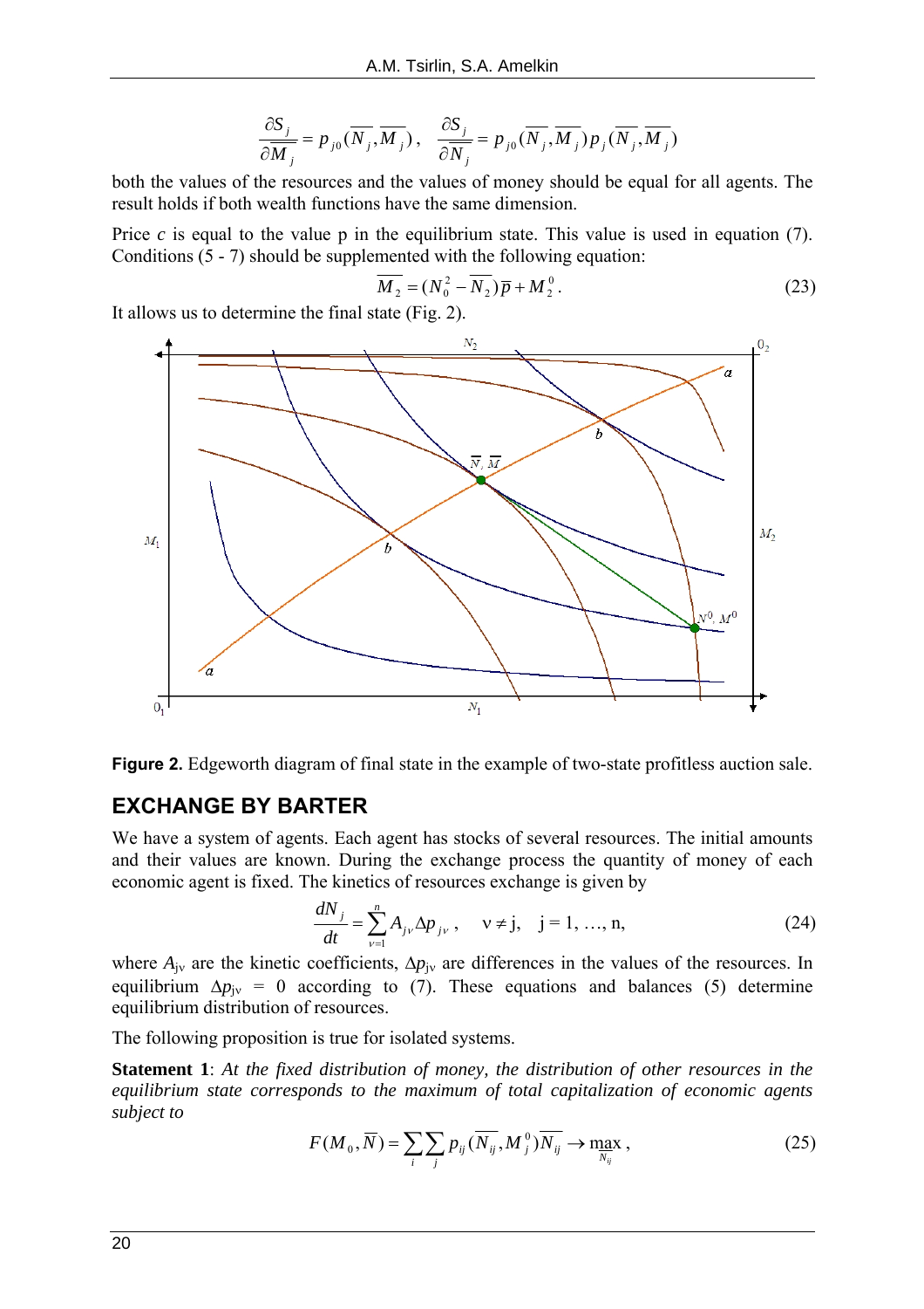$$\frac{\partial S_j}{\partial \overline{M}_j} = p_{j0}(\overline{N}_j, \overline{M}_j), \quad \frac{\partial S_j}{\partial \overline{N}_j} = p_{j0}(\overline{N}_j, \overline{M}_j) p_j(\overline{N}_j, \overline{M}_j)$$

both the values of the resources and the values of money should be equal for all agents. The result holds if both wealth functions have the same dimension.

Price $c$ is equal to the value p in the equilibrium state. This value is used in equation (7). Conditions (5 - 7) should be supplemented with the following equation:

$$\overline{M}_2 = (N_0^2 - \overline{N}_2)\overline{p} + M_2^0. \tag{23}$$

It allows us to determine the final state (Fig. 2).

**Figure 2.** Edgeworth diagram of final state in the example of two-state profitless auction sale.

## EXCHANGE BY BARTER

We have a system of agents. Each agent has stocks of several resources. The initial amounts and their values are known. During the exchange process the quantity of money of each economic agent is fixed. The kinetics of resources exchange is given by

$$\frac{dN_j}{dt} = \sum_{\nu=1}^{n} A_{j\nu} \Delta p_{j\nu}, \quad \nu \neq j, \quad j = 1, \ldots, n, \tag{24}$$

where $A_{j\nu}$ are the kinetic coefficients, $\Delta p_{j\nu}$ are differences in the values of the resources. In equilibrium $\Delta p_{j\nu} = 0$ according to (7). These equations and balances (5) determine equilibrium distribution of resources.

The following proposition is true for isolated systems.

**Statement 1**: *At the fixed distribution of money, the distribution of other resources in the equilibrium state corresponds to the maximum of total capitalization of economic agents subject to*

$$F(M_0, \overline{N}) = \sum_i \sum_j p_{ij}(\overline{N_{ij}}, M_j^0)\overline{N_{ij}} \to \max_{\overline{N_{ij}}}, \tag{25}$$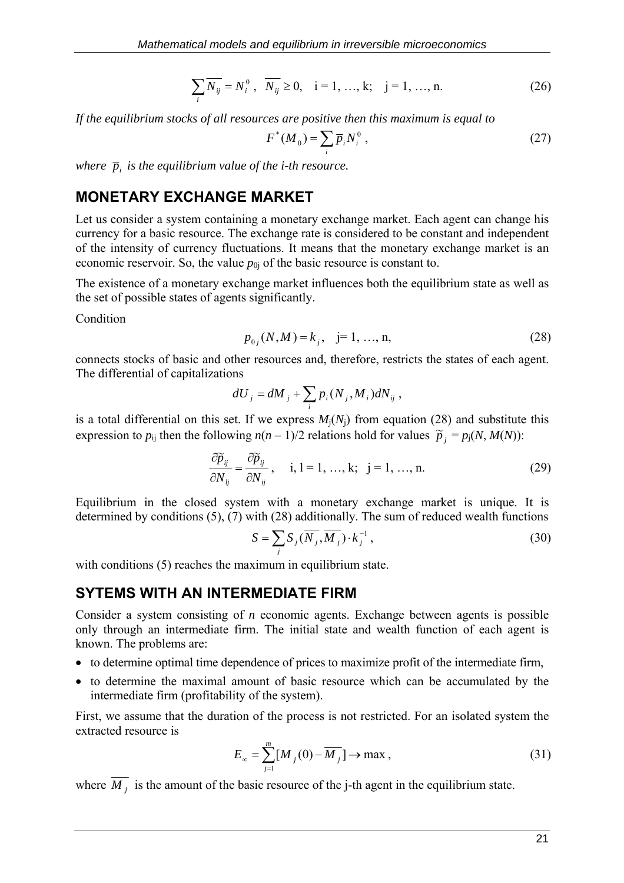$$\sum_i \overline{N_{ij}} = N_i^0 \,, \quad \overline{N_{ij}} \geq 0, \quad \text{i} = 1, \ldots, \text{k}; \quad \text{j} = 1, \ldots, \text{n}. \tag{26}$$

*If the equilibrium stocks of all resources are positive then this maximum is equal to*

$$F^*(M_0) = \sum_i \overline{p}_i N_i^0 \,, \tag{27}$$

*where* $\overline{p}_i$ *is the equilibrium value of the i-th resource.*

## MONETARY EXCHANGE MARKET

Let us consider a system containing a monetary exchange market. Each agent can change his currency for a basic resource. The exchange rate is considered to be constant and independent of the intensity of currency fluctuations. It means that the monetary exchange market is an economic reservoir. So, the value $p_{0j}$ of the basic resource is constant to.

The existence of a monetary exchange market influences both the equilibrium state as well as the set of possible states of agents significantly.

Condition

$$p_{0j}(N, M) = k_j, \quad \text{j} = 1, \ldots, \text{n}, \tag{28}$$

connects stocks of basic and other resources and, therefore, restricts the states of each agent. The differential of capitalizations

$$dU_j = dM_j + \sum_i p_i(N_j, M_i) dN_{ij} \,,$$

is a total differential on this set. If we express $M_j(N_j)$ from equation (28) and substitute this expression to $p_{ij}$ then the following $n(n-1)/2$ relations hold for values $\widetilde{p}_j = p_j(N, M(N))$:

$$\frac{\partial \widetilde{p}_{ij}}{\partial N_{lj}} = \frac{\partial \widetilde{p}_{lj}}{\partial N_{ij}} \,, \quad \text{i, l} = 1, \ldots, \text{k}; \ \ \text{j} = 1, \ldots, \text{n}. \tag{29}$$

Equilibrium in the closed system with a monetary exchange market is unique. It is determined by conditions (5), (7) with (28) additionally. The sum of reduced wealth functions

$$S = \sum_j S_j(\overline{N_j}, \overline{M_j}) \cdot k_j^{-1} \,, \tag{30}$$

with conditions (5) reaches the maximum in equilibrium state.

## SYTEMS WITH AN INTERMEDIATE FIRM

Consider a system consisting of $n$ economic agents. Exchange between agents is possible only through an intermediate firm. The initial state and wealth function of each agent is known. The problems are:

- to determine optimal time dependence of prices to maximize profit of the intermediate firm,
- to determine the maximal amount of basic resource which can be accumulated by the intermediate firm (profitability of the system).

First, we assume that the duration of the process is not restricted. For an isolated system the extracted resource is

$$E_\infty = \sum_{j=1}^{m} [M_j(0) - \overline{M_j}] \to \max \,, \tag{31}$$

where $\overline{M_j}$ is the amount of the basic resource of the j-th agent in the equilibrium state.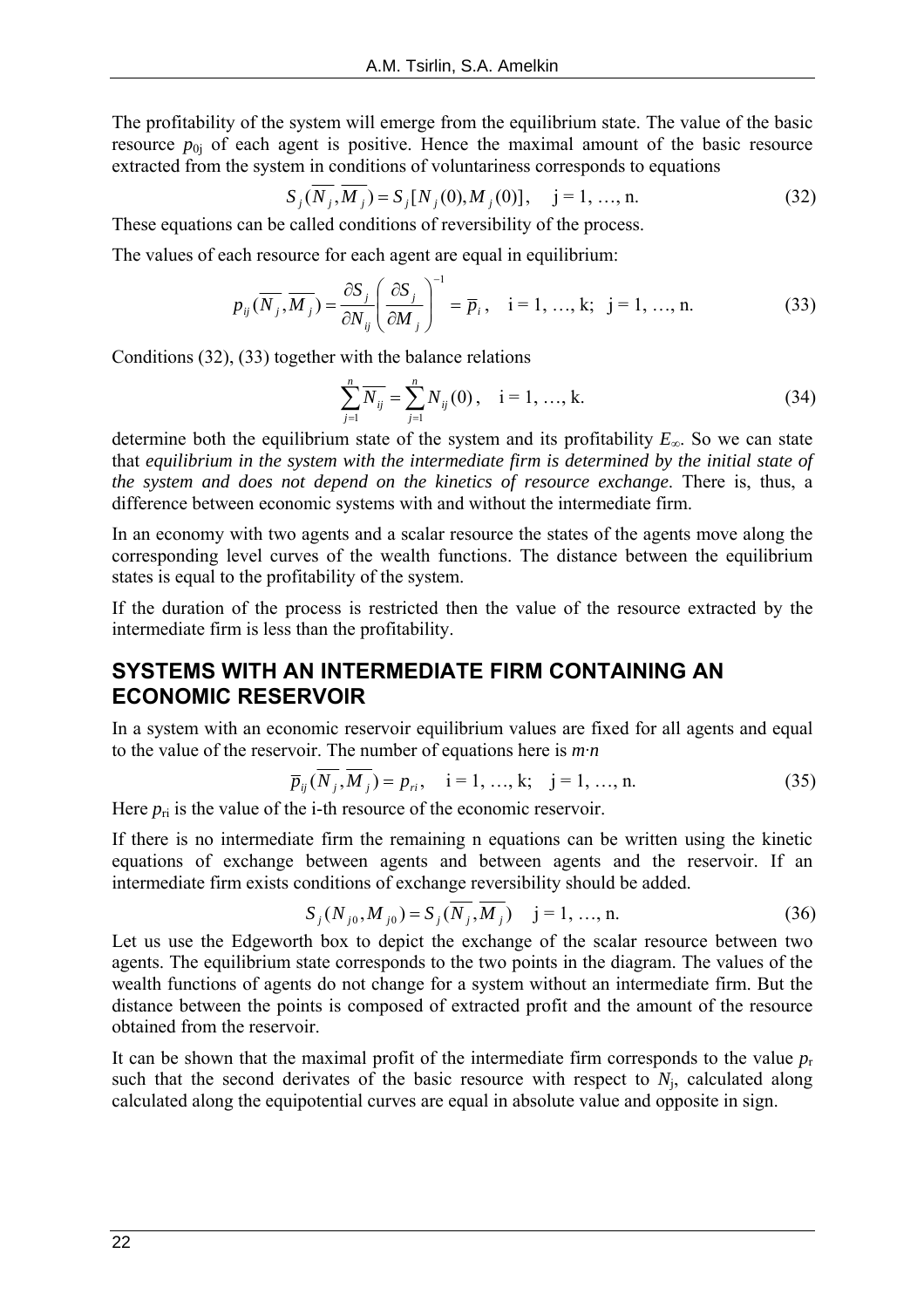The profitability of the system will emerge from the equilibrium state. The value of the basic resource $p_{0j}$ of each agent is positive. Hence the maximal amount of the basic resource extracted from the system in conditions of voluntariness corresponds to equations

$$S_j(\overline{N_j}, \overline{M_j}) = S_j[N_j(0), M_j(0)], \quad j = 1, \ldots, n. \tag{32}$$

These equations can be called conditions of reversibility of the process.

The values of each resource for each agent are equal in equilibrium:

$$p_{ij}(\overline{N_j}, \overline{M_j}) = \frac{\partial S_j}{\partial N_{ij}} \left( \frac{\partial S_j}{\partial M_j} \right)^{-1} = \overline{p}_i, \quad i = 1, \ldots, k; \; j = 1, \ldots, n. \tag{33}$$

Conditions (32), (33) together with the balance relations

$$\sum_{j=1}^{n} \overline{N_{ij}} = \sum_{j=1}^{n} N_{ij}(0), \quad i = 1, \ldots, k. \tag{34}$$

determine both the equilibrium state of the system and its profitability $E_\infty$. So we can state that *equilibrium in the system with the intermediate firm is determined by the initial state of the system and does not depend on the kinetics of resource exchange*. There is, thus, a difference between economic systems with and without the intermediate firm.

In an economy with two agents and a scalar resource the states of the agents move along the corresponding level curves of the wealth functions. The distance between the equilibrium states is equal to the profitability of the system.

If the duration of the process is restricted then the value of the resource extracted by the intermediate firm is less than the profitability.

## SYSTEMS WITH AN INTERMEDIATE FIRM CONTAINING AN ECONOMIC RESERVOIR

In a system with an economic reservoir equilibrium values are fixed for all agents and equal to the value of the reservoir. The number of equations here is $m \cdot n$

$$\overline{p}_{ij}(\overline{N_j}, \overline{M_j}) = p_{ri}, \quad i = 1, \ldots, k; \quad j = 1, \ldots, n. \tag{35}$$

Here $p_{ri}$ is the value of the i-th resource of the economic reservoir.

If there is no intermediate firm the remaining n equations can be written using the kinetic equations of exchange between agents and between agents and the reservoir. If an intermediate firm exists conditions of exchange reversibility should be added.

$$S_j(N_{j0}, M_{j0}) = S_j(\overline{N_j}, \overline{M_j}) \quad j = 1, \ldots, n. \tag{36}$$

Let us use the Edgeworth box to depict the exchange of the scalar resource between two agents. The equilibrium state corresponds to the two points in the diagram. The values of the wealth functions of agents do not change for a system without an intermediate firm. But the distance between the points is composed of extracted profit and the amount of the resource obtained from the reservoir.

It can be shown that the maximal profit of the intermediate firm corresponds to the value $p_r$ such that the second derivates of the basic resource with respect to $N_j$, calculated along calculated along the equipotential curves are equal in absolute value and opposite in sign.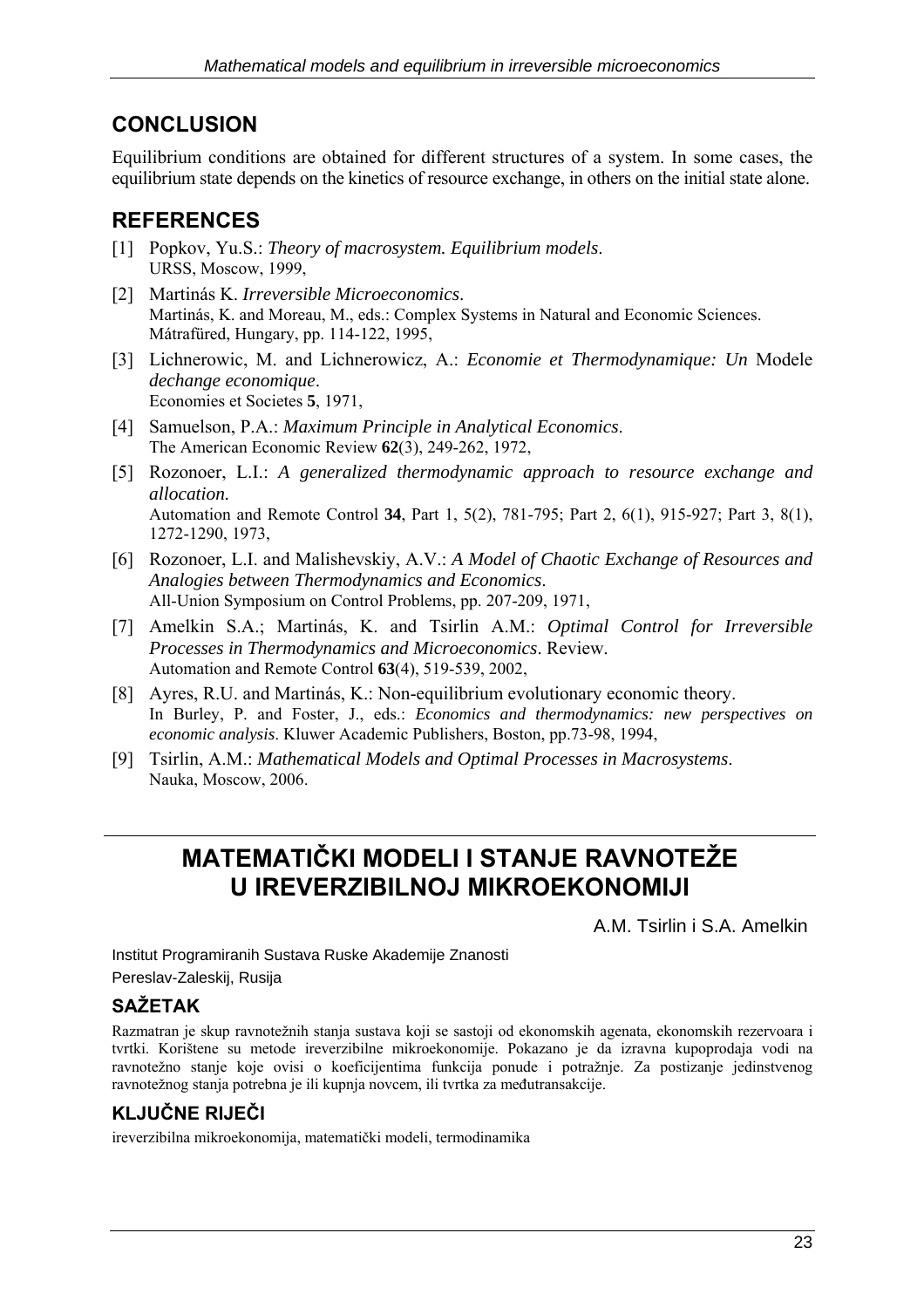## CONCLUSION

Equilibrium conditions are obtained for different structures of a system. In some cases, the equilibrium state depends on the kinetics of resource exchange, in others on the initial state alone.

## REFERENCES

[1] Popkov, Yu.S.: *Theory of macrosystem. Equilibrium models*. URSS, Moscow, 1999,

[2] Martinás K. *Irreversible Microeconomics*. Martinás, K. and Moreau, M., eds.: Complex Systems in Natural and Economic Sciences. Mátrafüred, Hungary, pp. 114-122, 1995,

[3] Lichnerowic, M. and Lichnerowicz, A.: *Economie et Thermodynamique: Un* Modele *dechange economique*. Economies et Societes **5**, 1971,

[4] Samuelson, P.A.: *Maximum Principle in Analytical Economics*. The American Economic Review **62**(3), 249-262, 1972,

[5] Rozonoer, L.I.: *A generalized thermodynamic approach to resource exchange and allocation.* Automation and Remote Control **34**, Part 1, 5(2), 781-795; Part 2, 6(1), 915-927; Part 3, 8(1), 1272-1290, 1973,

[6] Rozonoer, L.I. and Malishevskiy, A.V.: *A Model of Chaotic Exchange of Resources and Analogies between Thermodynamics and Economics*. All-Union Symposium on Control Problems, pp. 207-209, 1971,

[7] Amelkin S.A.; Martinás, K. and Tsirlin A.M.: *Optimal Control for Irreversible Processes in Thermodynamics and Microeconomics*. Review. Automation and Remote Control **63**(4), 519-539, 2002,

[8] Ayres, R.U. and Martinás, K.: Non-equilibrium evolutionary economic theory. In Burley, P. and Foster, J., eds.: *Economics and thermodynamics: new perspectives on economic analysis*. Kluwer Academic Publishers, Boston, pp.73-98, 1994,

[9] Tsirlin, A.M.: *Mathematical Models and Optimal Processes in Macrosystems*. Nauka, Moscow, 2006.

# MATEMATIČKI MODELI I STANJE RAVNOTEŽE U IREVERZIBILNOJ MIKROEKONOMIJI

A.M. Tsirlin i S.A. Amelkin

Institut Programiranih Sustava Ruske Akademije Znanosti
Pereslav-Zaleskij, Rusija

### SAŽETAK

Razmatran je skup ravnotežnih stanja sustava koji se sastoji od ekonomskih agenata, ekonomskih rezervoara i tvrtki. Korištene su metode ireverzibilne mikroekonomije. Pokazano je da izravna kupoprodaja vodi na ravnotežno stanje koje ovisi o koeficijentima funkcija ponude i potražnje. Za postizanje jedinstvenog ravnotežnog stanja potrebna je ili kupnja novcem, ili tvrtka za međutransakcije.

### KLJUČNE RIJEČI

ireverzibilna mikroekonomija, matematički modeli, termodinamika